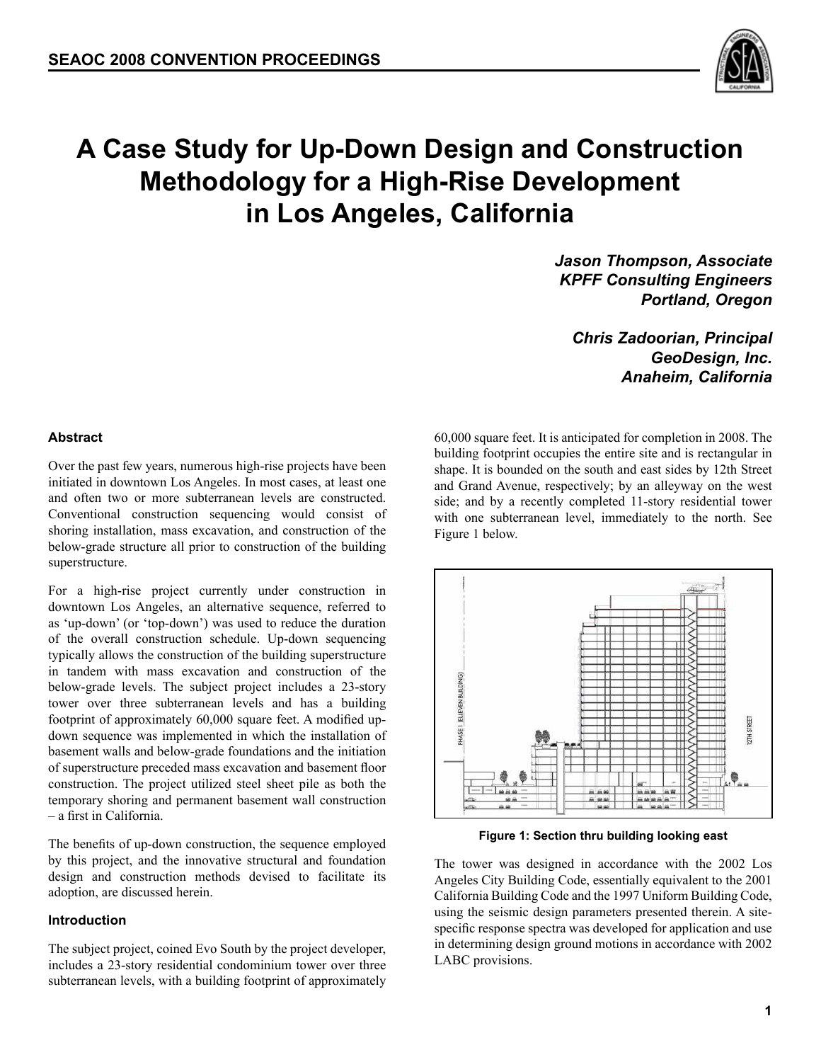# A Case Study for Up-Down Design and Construction Methodology for a High-Rise Development in Los Angeles, California

*Jason Thompson, Associate*
*KPFF Consulting Engineers*
*Portland, Oregon*

*Chris Zadoorian, Principal*
*GeoDesign, Inc.*
*Anaheim, California*

### Abstract

Over the past few years, numerous high-rise projects have been initiated in downtown Los Angeles. In most cases, at least one and often two or more subterranean levels are constructed. Conventional construction sequencing would consist of shoring installation, mass excavation, and construction of the below-grade structure all prior to construction of the building superstructure.

For a high-rise project currently under construction in downtown Los Angeles, an alternative sequence, referred to as 'up-down' (or 'top-down') was used to reduce the duration of the overall construction schedule. Up-down sequencing typically allows the construction of the building superstructure in tandem with mass excavation and construction of the below-grade levels. The subject project includes a 23-story tower over three subterranean levels and has a building footprint of approximately 60,000 square feet. A modified up-down sequence was implemented in which the installation of basement walls and below-grade foundations and the initiation of superstructure preceded mass excavation and basement floor construction. The project utilized steel sheet pile as both the temporary shoring and permanent basement wall construction – a first in California.

The benefits of up-down construction, the sequence employed by this project, and the innovative structural and foundation design and construction methods devised to facilitate its adoption, are discussed herein.

### Introduction

The subject project, coined Evo South by the project developer, includes a 23-story residential condominium tower over three subterranean levels, with a building footprint of approximately 60,000 square feet. It is anticipated for completion in 2008. The building footprint occupies the entire site and is rectangular in shape. It is bounded on the south and east sides by 12th Street and Grand Avenue, respectively; by an alleyway on the west side; and by a recently completed 11-story residential tower with one subterranean level, immediately to the north. See Figure 1 below.

**Figure 1: Section thru building looking east**

The tower was designed in accordance with the 2002 Los Angeles City Building Code, essentially equivalent to the 2001 California Building Code and the 1997 Uniform Building Code, using the seismic design parameters presented therein. A site-specific response spectra was developed for application and use in determining design ground motions in accordance with 2002 LABC provisions.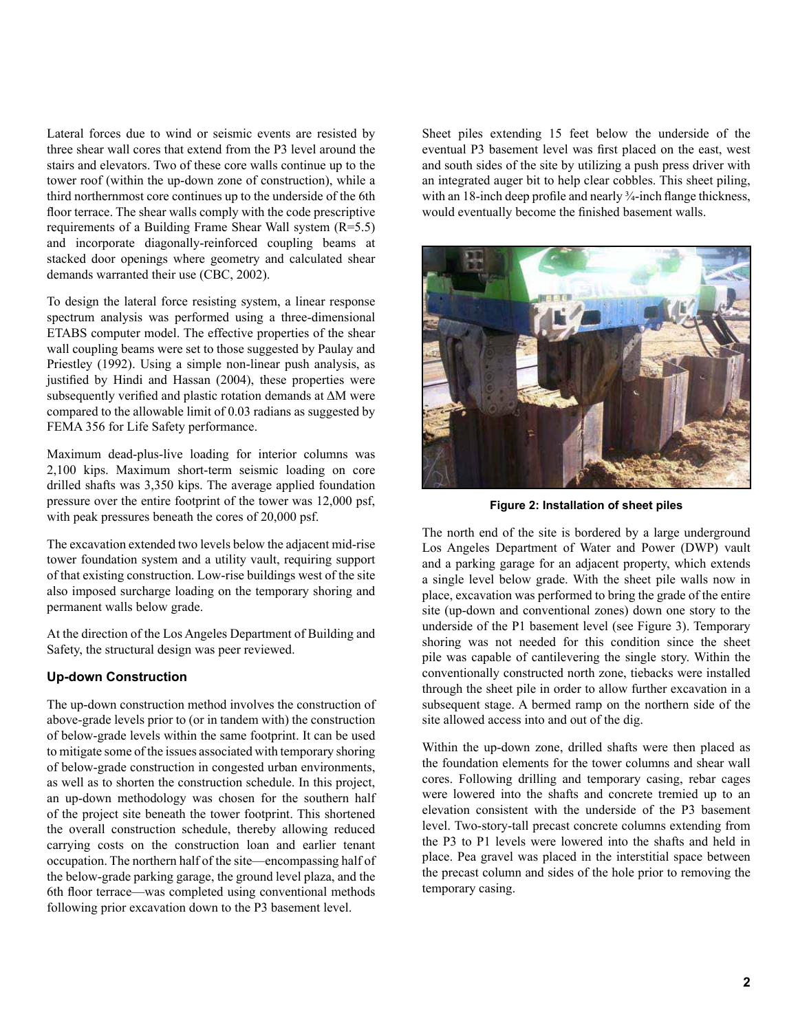Lateral forces due to wind or seismic events are resisted by three shear wall cores that extend from the P3 level around the stairs and elevators. Two of these core walls continue up to the tower roof (within the up-down zone of construction), while a third northernmost core continues up to the underside of the 6th floor terrace. The shear walls comply with the code prescriptive requirements of a Building Frame Shear Wall system (R=5.5) and incorporate diagonally-reinforced coupling beams at stacked door openings where geometry and calculated shear demands warranted their use (CBC, 2002).

To design the lateral force resisting system, a linear response spectrum analysis was performed using a three-dimensional ETABS computer model. The effective properties of the shear wall coupling beams were set to those suggested by Paulay and Priestley (1992). Using a simple non-linear push analysis, as justified by Hindi and Hassan (2004), these properties were subsequently verified and plastic rotation demands at ΔM were compared to the allowable limit of 0.03 radians as suggested by FEMA 356 for Life Safety performance.

Maximum dead-plus-live loading for interior columns was 2,100 kips. Maximum short-term seismic loading on core drilled shafts was 3,350 kips. The average applied foundation pressure over the entire footprint of the tower was 12,000 psf, with peak pressures beneath the cores of 20,000 psf.

The excavation extended two levels below the adjacent mid-rise tower foundation system and a utility vault, requiring support of that existing construction. Low-rise buildings west of the site also imposed surcharge loading on the temporary shoring and permanent walls below grade.

At the direction of the Los Angeles Department of Building and Safety, the structural design was peer reviewed.

### Up-down Construction

The up-down construction method involves the construction of above-grade levels prior to (or in tandem with) the construction of below-grade levels within the same footprint. It can be used to mitigate some of the issues associated with temporary shoring of below-grade construction in congested urban environments, as well as to shorten the construction schedule. In this project, an up-down methodology was chosen for the southern half of the project site beneath the tower footprint. This shortened the overall construction schedule, thereby allowing reduced carrying costs on the construction loan and earlier tenant occupation. The northern half of the site—encompassing half of the below-grade parking garage, the ground level plaza, and the 6th floor terrace—was completed using conventional methods following prior excavation down to the P3 basement level.

Sheet piles extending 15 feet below the underside of the eventual P3 basement level was first placed on the east, west and south sides of the site by utilizing a push press driver with an integrated auger bit to help clear cobbles. This sheet piling, with an 18-inch deep profile and nearly ¾-inch flange thickness, would eventually become the finished basement walls.

**Figure 2: Installation of sheet piles**

The north end of the site is bordered by a large underground Los Angeles Department of Water and Power (DWP) vault and a parking garage for an adjacent property, which extends a single level below grade. With the sheet pile walls now in place, excavation was performed to bring the grade of the entire site (up-down and conventional zones) down one story to the underside of the P1 basement level (see Figure 3). Temporary shoring was not needed for this condition since the sheet pile was capable of cantilevering the single story. Within the conventionally constructed north zone, tiebacks were installed through the sheet pile in order to allow further excavation in a subsequent stage. A bermed ramp on the northern side of the site allowed access into and out of the dig.

Within the up-down zone, drilled shafts were then placed as the foundation elements for the tower columns and shear wall cores. Following drilling and temporary casing, rebar cages were lowered into the shafts and concrete tremied up to an elevation consistent with the underside of the P3 basement level. Two-story-tall precast concrete columns extending from the P3 to P1 levels were lowered into the shafts and held in place. Pea gravel was placed in the interstitial space between the precast column and sides of the hole prior to removing the temporary casing.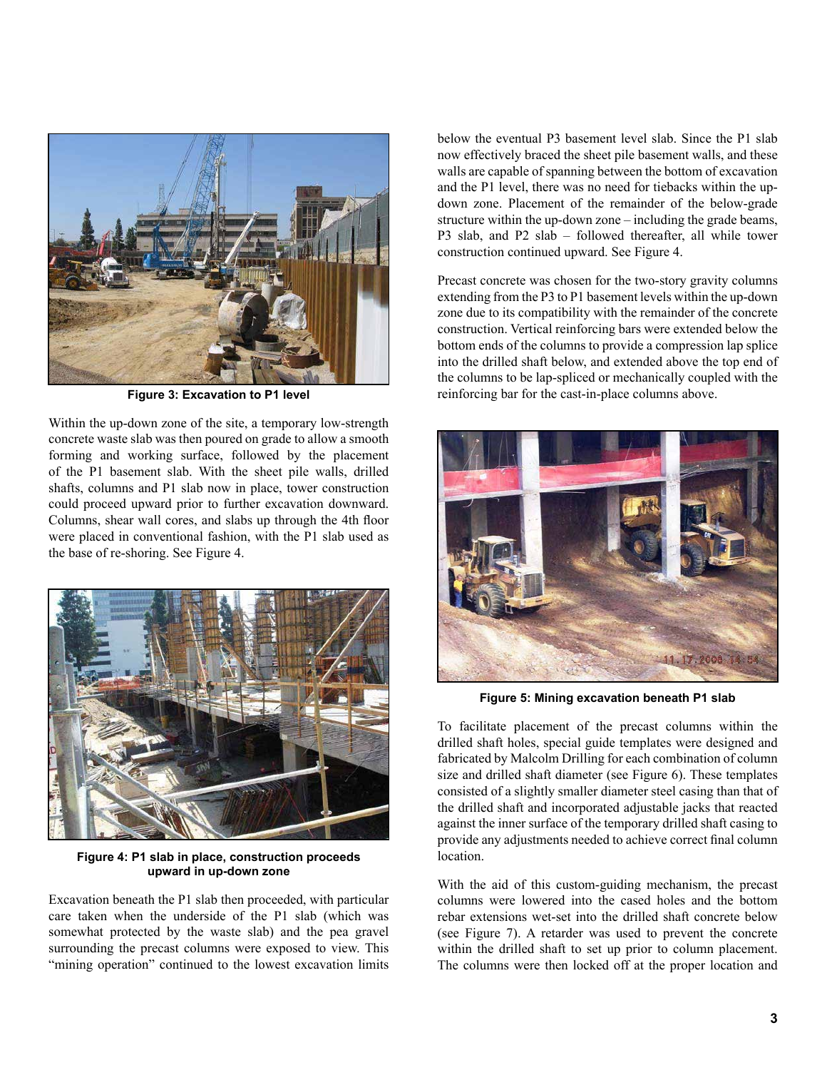Figure 3: Excavation to P1 level

Within the up-down zone of the site, a temporary low-strength concrete waste slab was then poured on grade to allow a smooth forming and working surface, followed by the placement of the P1 basement slab. With the sheet pile walls, drilled shafts, columns and P1 slab now in place, tower construction could proceed upward prior to further excavation downward. Columns, shear wall cores, and slabs up through the 4th floor were placed in conventional fashion, with the P1 slab used as the base of re-shoring. See Figure 4.

Figure 4: P1 slab in place, construction proceeds upward in up-down zone

Excavation beneath the P1 slab then proceeded, with particular care taken when the underside of the P1 slab (which was somewhat protected by the waste slab) and the pea gravel surrounding the precast columns were exposed to view. This "mining operation" continued to the lowest excavation limits below the eventual P3 basement level slab. Since the P1 slab now effectively braced the sheet pile basement walls, and these walls are capable of spanning between the bottom of excavation and the P1 level, there was no need for tiebacks within the up-down zone. Placement of the remainder of the below-grade structure within the up-down zone – including the grade beams, P3 slab, and P2 slab – followed thereafter, all while tower construction continued upward. See Figure 4.

Precast concrete was chosen for the two-story gravity columns extending from the P3 to P1 basement levels within the up-down zone due to its compatibility with the remainder of the concrete construction. Vertical reinforcing bars were extended below the bottom ends of the columns to provide a compression lap splice into the drilled shaft below, and extended above the top end of the columns to be lap-spliced or mechanically coupled with the reinforcing bar for the cast-in-place columns above.

Figure 5: Mining excavation beneath P1 slab

To facilitate placement of the precast columns within the drilled shaft holes, special guide templates were designed and fabricated by Malcolm Drilling for each combination of column size and drilled shaft diameter (see Figure 6). These templates consisted of a slightly smaller diameter steel casing than that of the drilled shaft and incorporated adjustable jacks that reacted against the inner surface of the temporary drilled shaft casing to provide any adjustments needed to achieve correct final column location.

With the aid of this custom-guiding mechanism, the precast columns were lowered into the cased holes and the bottom rebar extensions wet-set into the drilled shaft concrete below (see Figure 7). A retarder was used to prevent the concrete within the drilled shaft to set up prior to column placement. The columns were then locked off at the proper location and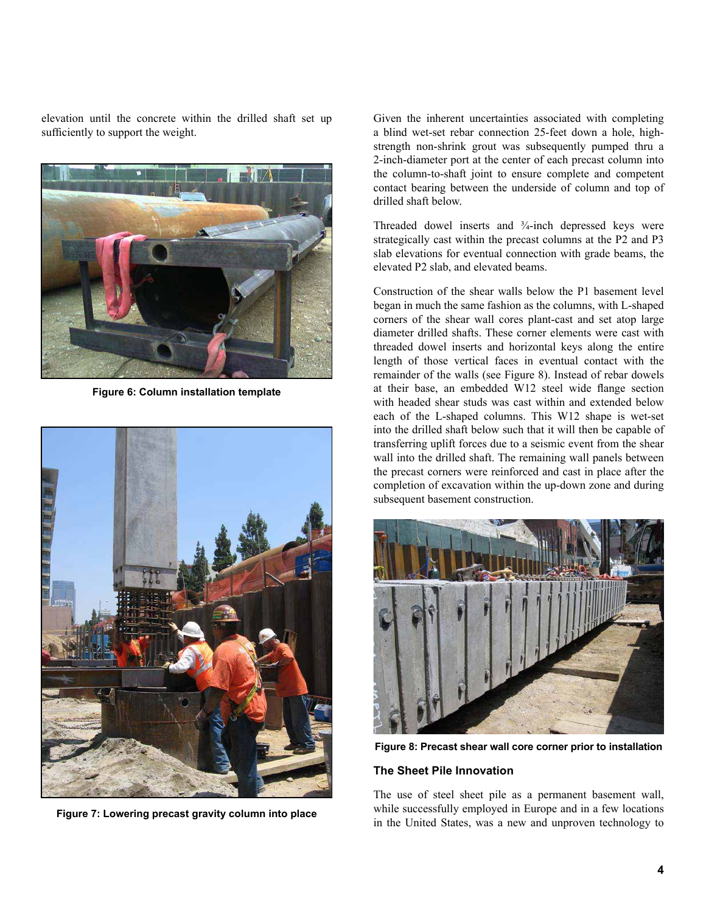elevation until the concrete within the drilled shaft set up sufficiently to support the weight.

Figure 6: Column installation template

Figure 7: Lowering precast gravity column into place

Given the inherent uncertainties associated with completing a blind wet-set rebar connection 25-feet down a hole, high-strength non-shrink grout was subsequently pumped thru a 2-inch-diameter port at the center of each precast column into the column-to-shaft joint to ensure complete and competent contact bearing between the underside of column and top of drilled shaft below.

Threaded dowel inserts and ¾-inch depressed keys were strategically cast within the precast columns at the P2 and P3 slab elevations for eventual connection with grade beams, the elevated P2 slab, and elevated beams.

Construction of the shear walls below the P1 basement level began in much the same fashion as the columns, with L-shaped corners of the shear wall cores plant-cast and set atop large diameter drilled shafts. These corner elements were cast with threaded dowel inserts and horizontal keys along the entire length of those vertical faces in eventual contact with the remainder of the walls (see Figure 8). Instead of rebar dowels at their base, an embedded W12 steel wide flange section with headed shear studs was cast within and extended below each of the L-shaped columns. This W12 shape is wet-set into the drilled shaft below such that it will then be capable of transferring uplift forces due to a seismic event from the shear wall into the drilled shaft. The remaining wall panels between the precast corners were reinforced and cast in place after the completion of excavation within the up-down zone and during subsequent basement construction.

Figure 8: Precast shear wall core corner prior to installation

### The Sheet Pile Innovation

The use of steel sheet pile as a permanent basement wall, while successfully employed in Europe and in a few locations in the United States, was a new and unproven technology to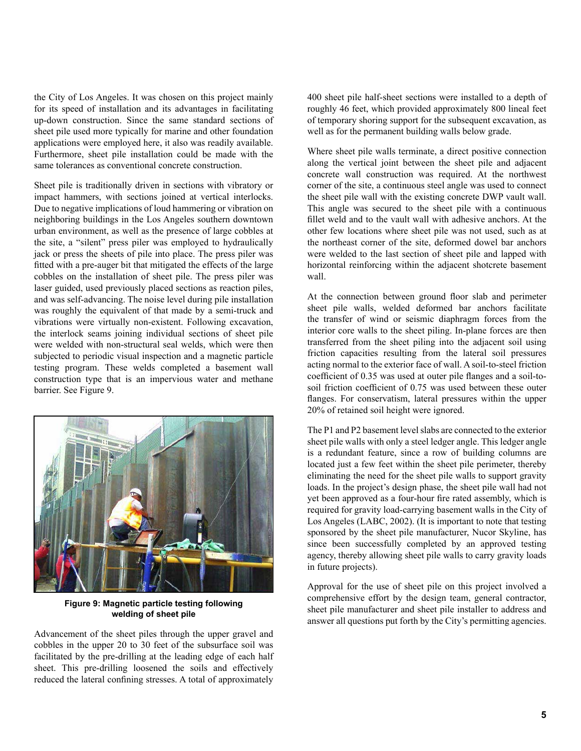the City of Los Angeles. It was chosen on this project mainly for its speed of installation and its advantages in facilitating up-down construction. Since the same standard sections of sheet pile used more typically for marine and other foundation applications were employed here, it also was readily available. Furthermore, sheet pile installation could be made with the same tolerances as conventional concrete construction.

Sheet pile is traditionally driven in sections with vibratory or impact hammers, with sections joined at vertical interlocks. Due to negative implications of loud hammering or vibration on neighboring buildings in the Los Angeles southern downtown urban environment, as well as the presence of large cobbles at the site, a "silent" press piler was employed to hydraulically jack or press the sheets of pile into place. The press piler was fitted with a pre-auger bit that mitigated the effects of the large cobbles on the installation of sheet pile. The press piler was laser guided, used previously placed sections as reaction piles, and was self-advancing. The noise level during pile installation was roughly the equivalent of that made by a semi-truck and vibrations were virtually non-existent. Following excavation, the interlock seams joining individual sections of sheet pile were welded with non-structural seal welds, which were then subjected to periodic visual inspection and a magnetic particle testing program. These welds completed a basement wall construction type that is an impervious water and methane barrier. See Figure 9.

**Figure 9: Magnetic particle testing following welding of sheet pile**

Advancement of the sheet piles through the upper gravel and cobbles in the upper 20 to 30 feet of the subsurface soil was facilitated by the pre-drilling at the leading edge of each half sheet. This pre-drilling loosened the soils and effectively reduced the lateral confining stresses. A total of approximately 400 sheet pile half-sheet sections were installed to a depth of roughly 46 feet, which provided approximately 800 lineal feet of temporary shoring support for the subsequent excavation, as well as for the permanent building walls below grade.

Where sheet pile walls terminate, a direct positive connection along the vertical joint between the sheet pile and adjacent concrete wall construction was required. At the northwest corner of the site, a continuous steel angle was used to connect the sheet pile wall with the existing concrete DWP vault wall. This angle was secured to the sheet pile with a continuous fillet weld and to the vault wall with adhesive anchors. At the other few locations where sheet pile was not used, such as at the northeast corner of the site, deformed dowel bar anchors were welded to the last section of sheet pile and lapped with horizontal reinforcing within the adjacent shotcrete basement wall.

At the connection between ground floor slab and perimeter sheet pile walls, welded deformed bar anchors facilitate the transfer of wind or seismic diaphragm forces from the interior core walls to the sheet piling. In-plane forces are then transferred from the sheet piling into the adjacent soil using friction capacities resulting from the lateral soil pressures acting normal to the exterior face of wall. A soil-to-steel friction coefficient of 0.35 was used at outer pile flanges and a soil-to-soil friction coefficient of 0.75 was used between these outer flanges. For conservatism, lateral pressures within the upper 20% of retained soil height were ignored.

The P1 and P2 basement level slabs are connected to the exterior sheet pile walls with only a steel ledger angle. This ledger angle is a redundant feature, since a row of building columns are located just a few feet within the sheet pile perimeter, thereby eliminating the need for the sheet pile walls to support gravity loads. In the project's design phase, the sheet pile wall had not yet been approved as a four-hour fire rated assembly, which is required for gravity load-carrying basement walls in the City of Los Angeles (LABC, 2002). (It is important to note that testing sponsored by the sheet pile manufacturer, Nucor Skyline, has since been successfully completed by an approved testing agency, thereby allowing sheet pile walls to carry gravity loads in future projects).

Approval for the use of sheet pile on this project involved a comprehensive effort by the design team, general contractor, sheet pile manufacturer and sheet pile installer to address and answer all questions put forth by the City's permitting agencies.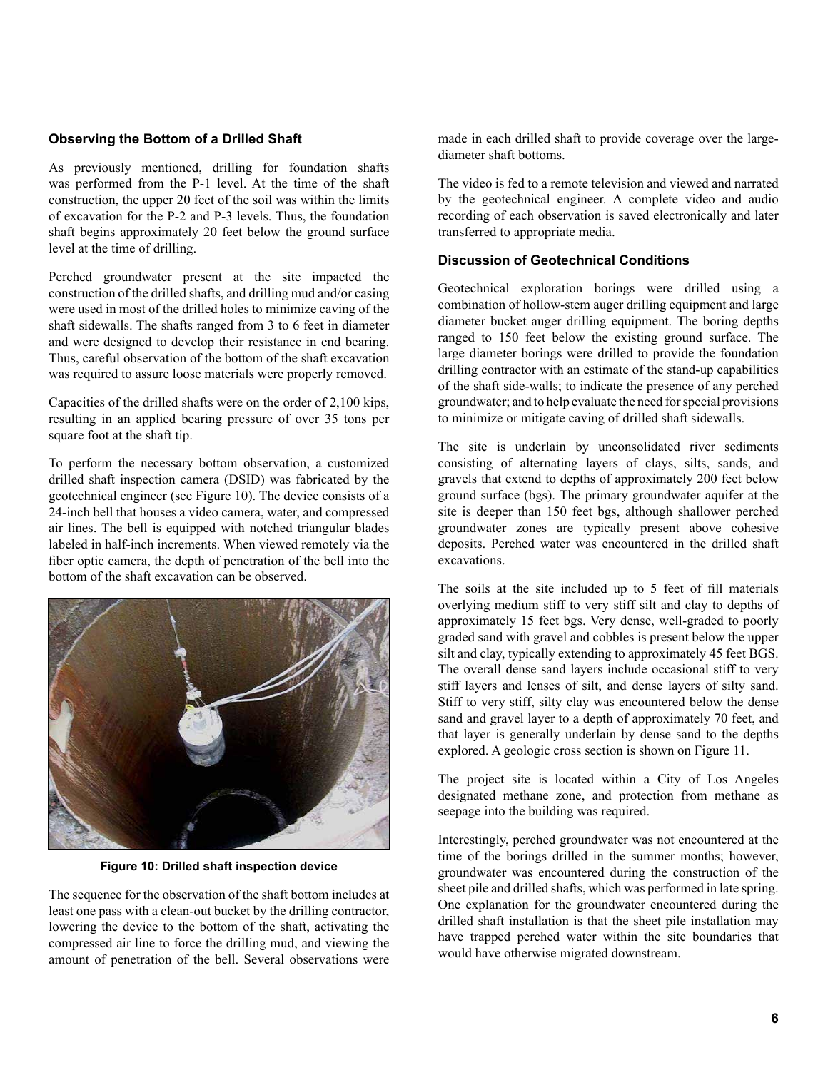### Observing the Bottom of a Drilled Shaft

As previously mentioned, drilling for foundation shafts was performed from the P-1 level. At the time of the shaft construction, the upper 20 feet of the soil was within the limits of excavation for the P-2 and P-3 levels. Thus, the foundation shaft begins approximately 20 feet below the ground surface level at the time of drilling.

Perched groundwater present at the site impacted the construction of the drilled shafts, and drilling mud and/or casing were used in most of the drilled holes to minimize caving of the shaft sidewalls. The shafts ranged from 3 to 6 feet in diameter and were designed to develop their resistance in end bearing. Thus, careful observation of the bottom of the shaft excavation was required to assure loose materials were properly removed.

Capacities of the drilled shafts were on the order of 2,100 kips, resulting in an applied bearing pressure of over 35 tons per square foot at the shaft tip.

To perform the necessary bottom observation, a customized drilled shaft inspection camera (DSID) was fabricated by the geotechnical engineer (see Figure 10). The device consists of a 24-inch bell that houses a video camera, water, and compressed air lines. The bell is equipped with notched triangular blades labeled in half-inch increments. When viewed remotely via the fiber optic camera, the depth of penetration of the bell into the bottom of the shaft excavation can be observed.

**Figure 10: Drilled shaft inspection device**

The sequence for the observation of the shaft bottom includes at least one pass with a clean-out bucket by the drilling contractor, lowering the device to the bottom of the shaft, activating the compressed air line to force the drilling mud, and viewing the amount of penetration of the bell. Several observations were made in each drilled shaft to provide coverage over the large-diameter shaft bottoms.

The video is fed to a remote television and viewed and narrated by the geotechnical engineer. A complete video and audio recording of each observation is saved electronically and later transferred to appropriate media.

### Discussion of Geotechnical Conditions

Geotechnical exploration borings were drilled using a combination of hollow-stem auger drilling equipment and large diameter bucket auger drilling equipment. The boring depths ranged to 150 feet below the existing ground surface. The large diameter borings were drilled to provide the foundation drilling contractor with an estimate of the stand-up capabilities of the shaft side-walls; to indicate the presence of any perched groundwater; and to help evaluate the need for special provisions to minimize or mitigate caving of drilled shaft sidewalls.

The site is underlain by unconsolidated river sediments consisting of alternating layers of clays, silts, sands, and gravels that extend to depths of approximately 200 feet below ground surface (bgs). The primary groundwater aquifer at the site is deeper than 150 feet bgs, although shallower perched groundwater zones are typically present above cohesive deposits. Perched water was encountered in the drilled shaft excavations.

The soils at the site included up to 5 feet of fill materials overlying medium stiff to very stiff silt and clay to depths of approximately 15 feet bgs. Very dense, well-graded to poorly graded sand with gravel and cobbles is present below the upper silt and clay, typically extending to approximately 45 feet BGS. The overall dense sand layers include occasional stiff to very stiff layers and lenses of silt, and dense layers of silty sand. Stiff to very stiff, silty clay was encountered below the dense sand and gravel layer to a depth of approximately 70 feet, and that layer is generally underlain by dense sand to the depths explored. A geologic cross section is shown on Figure 11.

The project site is located within a City of Los Angeles designated methane zone, and protection from methane as seepage into the building was required.

Interestingly, perched groundwater was not encountered at the time of the borings drilled in the summer months; however, groundwater was encountered during the construction of the sheet pile and drilled shafts, which was performed in late spring. One explanation for the groundwater encountered during the drilled shaft installation is that the sheet pile installation may have trapped perched water within the site boundaries that would have otherwise migrated downstream.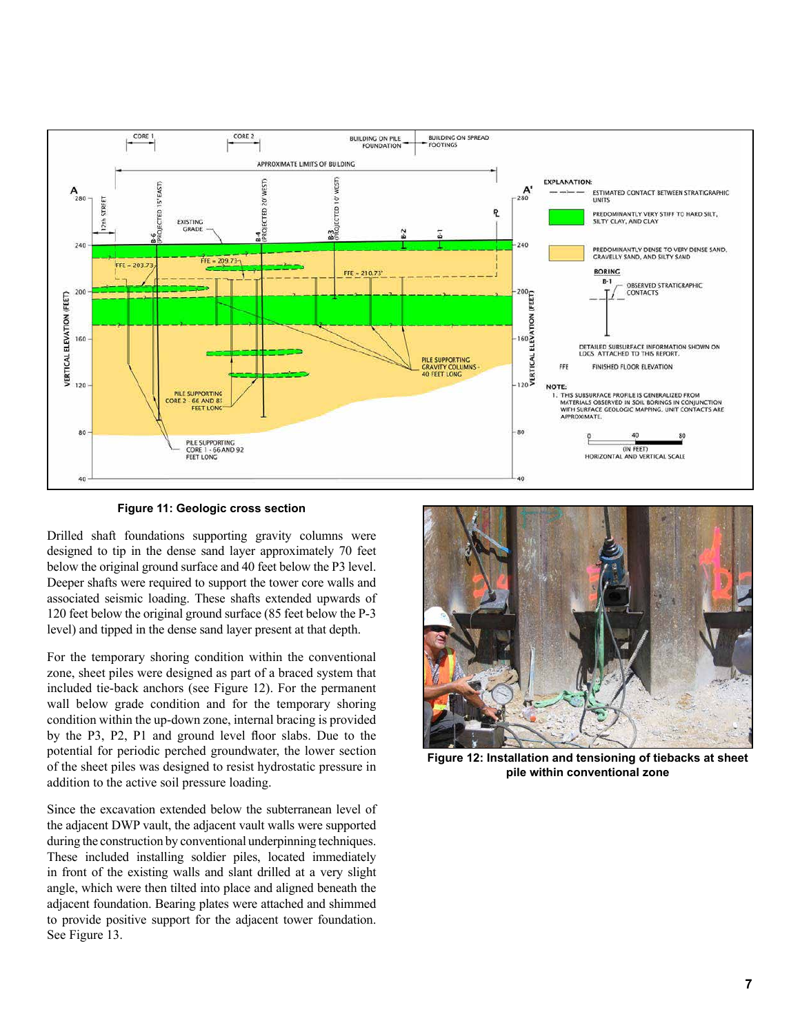**Figure 11: Geologic cross section**

Drilled shaft foundations supporting gravity columns were designed to tip in the dense sand layer approximately 70 feet below the original ground surface and 40 feet below the P3 level. Deeper shafts were required to support the tower core walls and associated seismic loading. These shafts extended upwards of 120 feet below the original ground surface (85 feet below the P-3 level) and tipped in the dense sand layer present at that depth.

For the temporary shoring condition within the conventional zone, sheet piles were designed as part of a braced system that included tie-back anchors (see Figure 12). For the permanent wall below grade condition and for the temporary shoring condition within the up-down zone, internal bracing is provided by the P3, P2, P1 and ground level floor slabs. Due to the potential for periodic perched groundwater, the lower section of the sheet piles was designed to resist hydrostatic pressure in addition to the active soil pressure loading.

Since the excavation extended below the subterranean level of the adjacent DWP vault, the adjacent vault walls were supported during the construction by conventional underpinning techniques. These included installing soldier piles, located immediately in front of the existing walls and slant drilled at a very slight angle, which were then tilted into place and aligned beneath the adjacent foundation. Bearing plates were attached and shimmed to provide positive support for the adjacent tower foundation. See Figure 13.

**Figure 12: Installation and tensioning of tiebacks at sheet pile within conventional zone**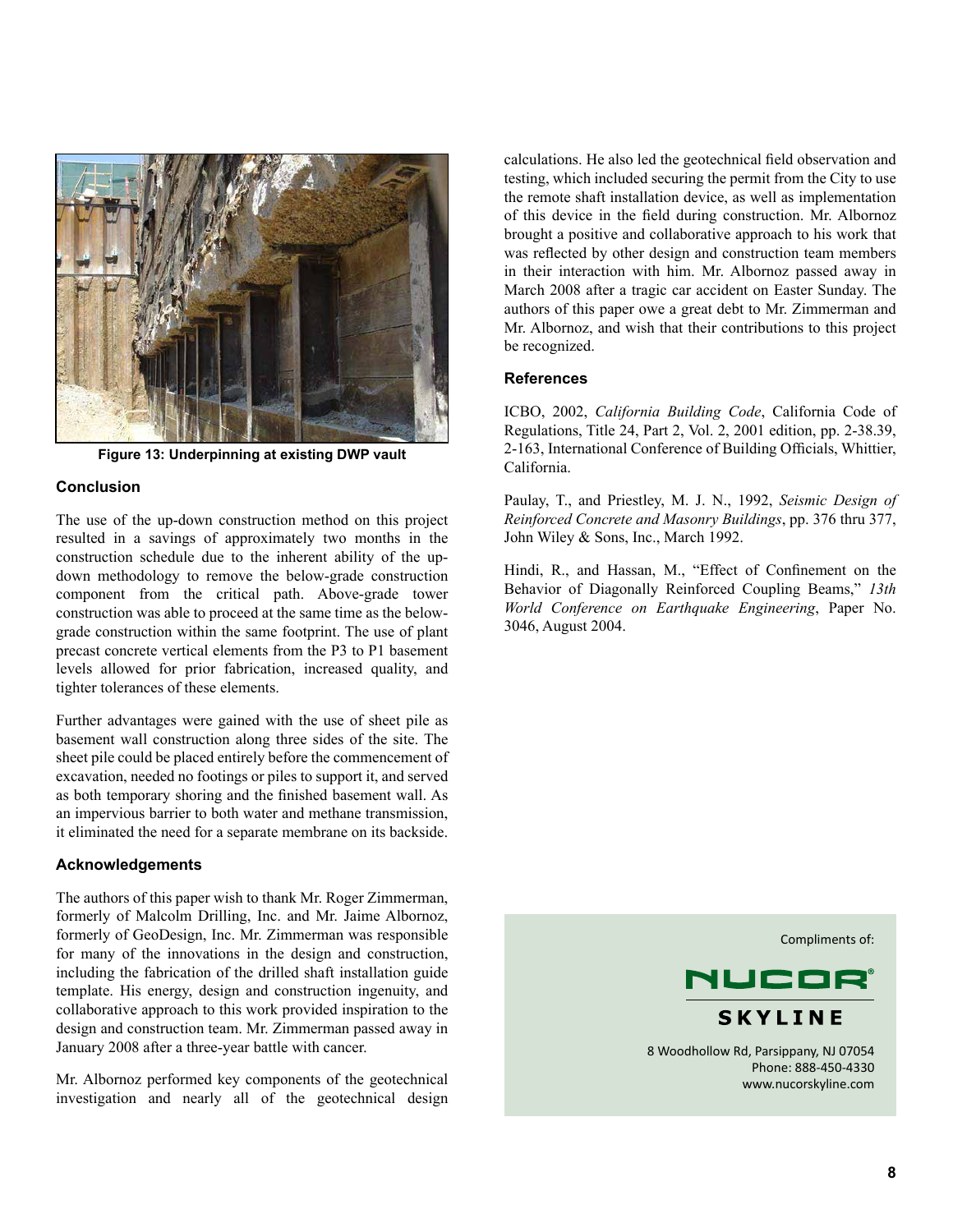Figure 13: Underpinning at existing DWP vault

## Conclusion

The use of the up-down construction method on this project resulted in a savings of approximately two months in the construction schedule due to the inherent ability of the up-down methodology to remove the below-grade construction component from the critical path. Above-grade tower construction was able to proceed at the same time as the below-grade construction within the same footprint. The use of plant precast concrete vertical elements from the P3 to P1 basement levels allowed for prior fabrication, increased quality, and tighter tolerances of these elements.

Further advantages were gained with the use of sheet pile as basement wall construction along three sides of the site. The sheet pile could be placed entirely before the commencement of excavation, needed no footings or piles to support it, and served as both temporary shoring and the finished basement wall. As an impervious barrier to both water and methane transmission, it eliminated the need for a separate membrane on its backside.

## Acknowledgements

The authors of this paper wish to thank Mr. Roger Zimmerman, formerly of Malcolm Drilling, Inc. and Mr. Jaime Albornoz, formerly of GeoDesign, Inc. Mr. Zimmerman was responsible for many of the innovations in the design and construction, including the fabrication of the drilled shaft installation guide template. His energy, design and construction ingenuity, and collaborative approach to this work provided inspiration to the design and construction team. Mr. Zimmerman passed away in January 2008 after a three-year battle with cancer.

Mr. Albornoz performed key components of the geotechnical investigation and nearly all of the geotechnical design calculations. He also led the geotechnical field observation and testing, which included securing the permit from the City to use the remote shaft installation device, as well as implementation of this device in the field during construction. Mr. Albornoz brought a positive and collaborative approach to his work that was reflected by other design and construction team members in their interaction with him. Mr. Albornoz passed away in March 2008 after a tragic car accident on Easter Sunday. The authors of this paper owe a great debt to Mr. Zimmerman and Mr. Albornoz, and wish that their contributions to this project be recognized.

## References

ICBO, 2002, *California Building Code*, California Code of Regulations, Title 24, Part 2, Vol. 2, 2001 edition, pp. 2-38.39, 2-163, International Conference of Building Officials, Whittier, California.

Paulay, T., and Priestley, M. J. N., 1992, *Seismic Design of Reinforced Concrete and Masonry Buildings*, pp. 376 thru 377, John Wiley & Sons, Inc., March 1992.

Hindi, R., and Hassan, M., "Effect of Confinement on the Behavior of Diagonally Reinforced Coupling Beams," *13th World Conference on Earthquake Engineering*, Paper No. 3046, August 2004.

Compliments of:

NUCOR®

SKYLINE

8 Woodhollow Rd, Parsippany, NJ 07054
Phone: 888-450-4330
www.nucorskyline.com